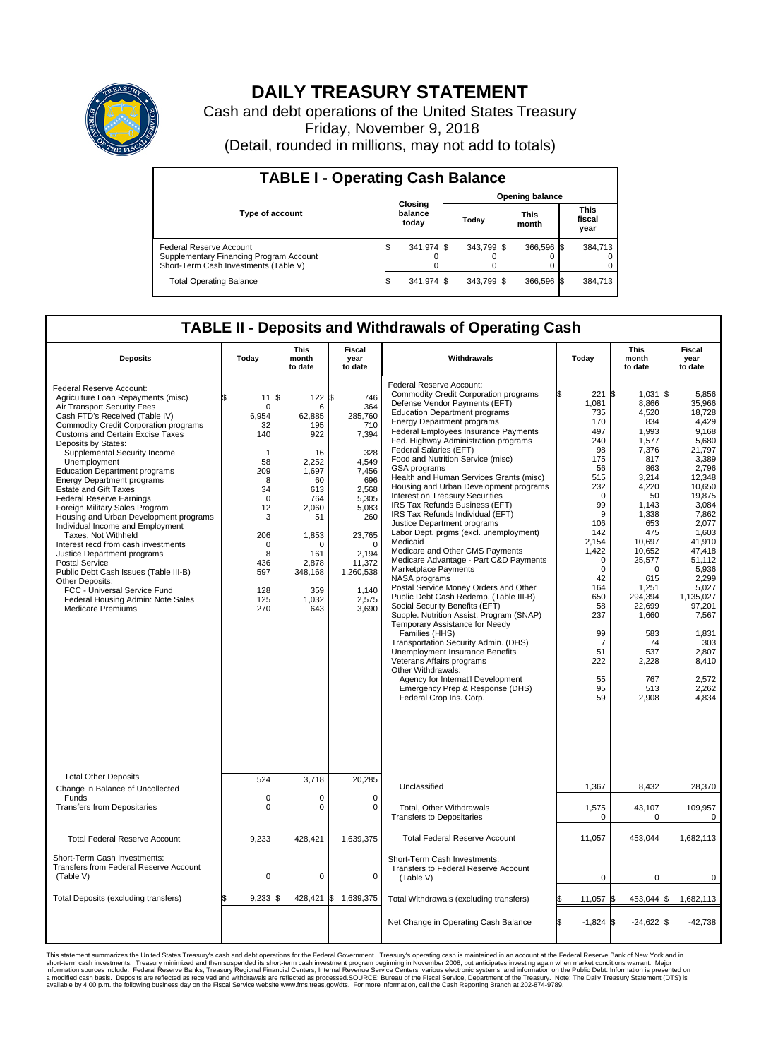# DAILY TREASURY STATEMENT

Cash and debt operations of the United States Treasury

Friday, November 9, 2018

(Detail, rounded in millions, may not add to totals)

## TABLE I - Operating Cash Balance

| Type of account | Closing balance today | Opening balance Today | Opening balance This month | Opening balance This fiscal year |
|---|---|---|---|---|
| Federal Reserve Account | $ 341,974 | $ 343,799 | $ 366,596 | $ 384,713 |
| Supplementary Financing Program Account | 0 | 0 | 0 | 0 |
| Short-Term Cash Investments (Table V) | 0 | 0 | 0 | 0 |
| Total Operating Balance | $ 341,974 | $ 343,799 | $ 366,596 | $ 384,713 |

## TABLE II - Deposits and Withdrawals of Operating Cash

| Deposits | Today | This month to date | Fiscal year to date | Withdrawals | Today | This month to date | Fiscal year to date |
|---|---|---|---|---|---|---|---|
| Federal Reserve Account: | | | | Federal Reserve Account: | | | |
| Agriculture Loan Repayments (misc) | $ 11 | $ 122 | $ 746 | Commodity Credit Corporation programs | $ 221 | $ 1,031 | $ 5,856 |
| Air Transport Security Fees | 0 | 6 | 364 | Defense Vendor Payments (EFT) | 1,081 | 8,866 | 35,966 |
| Cash FTD's Received (Table IV) | 6,954 | 62,885 | 285,760 | Education Department programs | 735 | 4,520 | 18,728 |
| Commodity Credit Corporation programs | 32 | 195 | 710 | Energy Department programs | 170 | 834 | 4,429 |
| Customs and Certain Excise Taxes | 140 | 922 | 7,394 | Federal Employees Insurance Payments | 497 | 1,993 | 9,168 |
| Deposits by States: | | | | Fed. Highway Administration programs | 240 | 1,577 | 5,680 |
| Supplemental Security Income | 1 | 16 | 328 | Federal Salaries (EFT) | 98 | 7,376 | 21,797 |
| Unemployment | 58 | 2,252 | 4,549 | Food and Nutrition Service (misc) | 175 | 817 | 3,389 |
| Education Department programs | 209 | 1,697 | 7,456 | GSA programs | 56 | 863 | 2,796 |
| Energy Department programs | 8 | 60 | 696 | Health and Human Services Grants (misc) | 515 | 3,214 | 12,348 |
| Estate and Gift Taxes | 34 | 613 | 2,568 | Housing and Urban Development programs | 232 | 4,220 | 10,650 |
| Federal Reserve Earnings | 0 | 764 | 5,305 | Interest on Treasury Securities | 0 | 50 | 19,875 |
| Foreign Military Sales Program | 12 | 2,060 | 5,083 | IRS Tax Refunds Business (EFT) | 99 | 1,143 | 3,084 |
| Housing and Urban Development programs | 3 | 51 | 260 | IRS Tax Refunds Individual (EFT) | 9 | 1,338 | 7,862 |
| Individual Income and Employment Taxes, Not Withheld | 206 | 1,853 | 23,765 | Justice Department programs | 106 | 653 | 2,077 |
| Interest recd from cash investments | 0 | 0 | 0 | Labor Dept. prgms (excl. unemployment) | 142 | 475 | 1,603 |
| Justice Department programs | 8 | 161 | 2,194 | Medicaid | 2,154 | 10,697 | 41,910 |
| Postal Service | 436 | 2,878 | 11,372 | Medicare and Other CMS Payments | 1,422 | 10,652 | 47,418 |
| Public Debt Cash Issues (Table III-B) | 597 | 348,168 | 1,260,538 | Medicare Advantage - Part C&D Payments | 0 | 25,577 | 51,112 |
| Other Deposits: | | | | Marketplace Payments | 0 | 0 | 5,936 |
| FCC - Universal Service Fund | 128 | 359 | 1,140 | NASA programs | 42 | 615 | 2,299 |
| Federal Housing Admin: Note Sales | 125 | 1,032 | 2,575 | Postal Service Money Orders and Other | 164 | 1,251 | 5,027 |
| Medicare Premiums | 270 | 643 | 3,690 | Public Debt Cash Redemp. (Table III-B) | 650 | 294,394 | 1,135,027 |
| | | | | Social Security Benefits (EFT) | 58 | 22,699 | 97,201 |
| | | | | Supple. Nutrition Assist. Program (SNAP) | 237 | 1,660 | 7,567 |
| | | | | Temporary Assistance for Needy Families (HHS) | 99 | 583 | 1,831 |
| | | | | Transportation Security Admin. (DHS) | 7 | 74 | 303 |
| | | | | Unemployment Insurance Benefits | 51 | 537 | 2,807 |
| | | | | Veterans Affairs programs | 222 | 2,228 | 8,410 |
| | | | | Other Withdrawals: | | | |
| | | | | Agency for Internat'l Development | 55 | 767 | 2,572 |
| | | | | Emergency Prep & Response (DHS) | 95 | 513 | 2,262 |
| | | | | Federal Crop Ins. Corp. | 59 | 2,908 | 4,834 |
| Total Other Deposits | 524 | 3,718 | 20,285 | Unclassified | 1,367 | 8,432 | 28,370 |
| Change in Balance of Uncollected Funds | 0 | 0 | 0 | | | | |
| Transfers from Depositaries | 0 | 0 | 0 | Total, Other Withdrawals | 1,575 | 43,107 | 109,957 |
| | | | | Transfers to Depositaries | 0 | 0 | 0 |
| Total Federal Reserve Account | 9,233 | 428,421 | 1,639,375 | Total Federal Reserve Account | 11,057 | 453,044 | 1,682,113 |
| Short-Term Cash Investments: Transfers from Federal Reserve Account (Table V) | 0 | 0 | 0 | Short-Term Cash Investments: Transfers to Federal Reserve Account (Table V) | 0 | 0 | 0 |
| Total Deposits (excluding transfers) | $ 9,233 | $ 428,421 | $ 1,639,375 | Total Withdrawals (excluding transfers) | $ 11,057 | $ 453,044 | $ 1,682,113 |
| | | | | Net Change in Operating Cash Balance | $ -1,824 | $ -24,622 | $ -42,738 |

This statement summarizes the United States Treasury's cash and debt operations for the Federal Government. Treasury's operating cash is maintained in an account at the Federal Reserve Bank of New York and in short-term cash investments. Treasury minimized and then suspended its short-term cash investment program beginning in November 2008, but anticipates investing again when market conditions warrant. Major information sources include: Federal Reserve Banks, Treasury Regional Financial Centers, Internal Revenue Service Centers, various electronic systems, and information on the Public Debt. Information is presented on a modified cash basis. Deposits are reflected as received and withdrawals are reflected as processed.SOURCE: Bureau of the Fiscal Service, Department of the Treasury. Note: The Daily Treasury Statement (DTS) is available by 4:00 p.m. the following business day on the Fiscal Service website www.fms.treas.gov/dts. For more information, call the Cash Reporting Branch at 202-874-9789.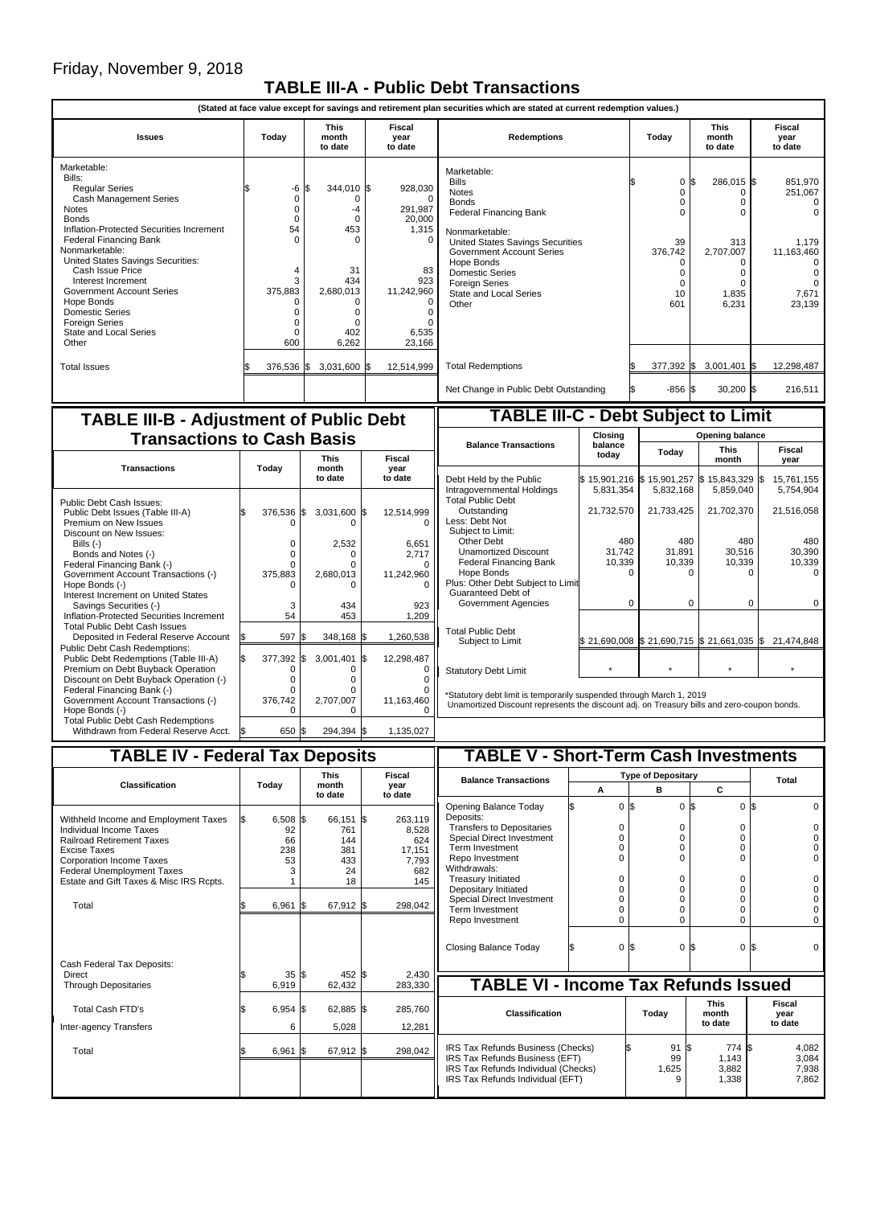Friday, November 9, 2018

# TABLE III-A - Public Debt Transactions

(Stated at face value except for savings and retirement plan securities which are stated at current redemption values.)

| Issues | Today | This month to date | Fiscal year to date |
|---|---|---|---|
| Marketable: | | | |
| Bills: | | | |
| Regular Series | $ -6 | $ 344,010 | $ 928,030 |
| Cash Management Series | 0 | 0 | 0 |
| Notes | 0 | -4 | 291,987 |
| Bonds | 0 | 0 | 20,000 |
| Inflation-Protected Securities Increment | 54 | 453 | 1,315 |
| Federal Financing Bank | 0 | 0 | 0 |
| Nonmarketable: | | | |
| United States Savings Securities: | | | |
| Cash Issue Price | 4 | 31 | 83 |
| Interest Increment | 3 | 434 | 923 |
| Government Account Series | 375,883 | 2,680,013 | 11,242,960 |
| Hope Bonds | 0 | 0 | 0 |
| Domestic Series | 0 | 0 | 0 |
| Foreign Series | 0 | 0 | 0 |
| State and Local Series | 0 | 402 | 6,535 |
| Other | 600 | 6,262 | 23,166 |
| Total Issues | $ 376,536 | $ 3,031,600 | $ 12,514,999 |

| Redemptions | Today | This month to date | Fiscal year to date |
|---|---|---|---|
| Marketable: | | | |
| Bills | $ 0 | $ 286,015 | $ 851,970 |
| Notes | 0 | 0 | 251,067 |
| Bonds | 0 | 0 | 0 |
| Federal Financing Bank | 0 | 0 | 0 |
| Nonmarketable: | | | |
| United States Savings Securities | 39 | 313 | 1,179 |
| Government Account Series | 376,742 | 2,707,007 | 11,163,460 |
| Hope Bonds | 0 | 0 | 0 |
| Domestic Series | 0 | 0 | 0 |
| Foreign Series | 0 | 0 | 0 |
| State and Local Series | 10 | 1,835 | 7,671 |
| Other | 601 | 6,231 | 23,139 |
| Total Redemptions | $ 377,392 | $ 3,001,401 | $ 12,298,487 |
| Net Change in Public Debt Outstanding | $ -856 | $ 30,200 | $ 216,511 |

# TABLE III-B - Adjustment of Public Debt Transactions to Cash Basis

| Transactions | Today | This month to date | Fiscal year to date |
|---|---|---|---|
| Public Debt Cash Issues: | | | |
| Public Debt Issues (Table III-A) | $ 376,536 | $ 3,031,600 | $ 12,514,999 |
| Premium on New Issues | 0 | 0 | 0 |
| Discount on New Issues: | | | |
| Bills (-) | 0 | 2,532 | 6,651 |
| Bonds and Notes (-) | 0 | 0 | 2,717 |
| Federal Financing Bank (-) | 0 | 0 | 0 |
| Government Account Transactions (-) | 375,883 | 2,680,013 | 11,242,960 |
| Hope Bonds (-) | 0 | 0 | 0 |
| Interest Increment on United States Savings Securities (-) | 3 | 434 | 923 |
| Inflation-Protected Securities Increment | 54 | 453 | 1,209 |
| Total Public Debt Cash Issues Deposited in Federal Reserve Account | $ 597 | $ 348,168 | $ 1,260,538 |
| Public Debt Cash Redemptions: | | | |
| Public Debt Redemptions (Table III-A) | $ 377,392 | $ 3,001,401 | $ 12,298,487 |
| Premium on Debt Buyback Operation | 0 | 0 | 0 |
| Discount on Debt Buyback Operation (-) | 0 | 0 | 0 |
| Federal Financing Bank (-) | 0 | 0 | 0 |
| Government Account Transactions (-) | 376,742 | 2,707,007 | 11,163,460 |
| Hope Bonds (-) | 0 | 0 | 0 |
| Total Public Debt Cash Redemptions Withdrawn from Federal Reserve Acct. | $ 650 | $ 294,394 | $ 1,135,027 |

# TABLE III-C - Debt Subject to Limit

| Balance Transactions | Closing balance today | Opening balance Today | Opening balance This month | Opening balance Fiscal year |
|---|---|---|---|---|
| Debt Held by the Public | $ 15,901,216 | $ 15,901,257 | $ 15,843,329 | $ 15,761,155 |
| Intragovernmental Holdings | 5,831,354 | 5,832,168 | 5,859,040 | 5,754,904 |
| Total Public Debt Outstanding | 21,732,570 | 21,733,425 | 21,702,370 | 21,516,058 |
| Less: Debt Not Subject to Limit: | | | | |
| Other Debt | 480 | 480 | 480 | 480 |
| Unamortized Discount | 31,742 | 31,891 | 30,516 | 30,390 |
| Federal Financing Bank | 10,339 | 10,339 | 10,339 | 10,339 |
| Hope Bonds | 0 | 0 | 0 | 0 |
| Plus: Other Debt Subject to Limit | | | | |
| Guaranteed Debt of Government Agencies | 0 | 0 | 0 | 0 |
| Total Public Debt Subject to Limit | $ 21,690,008 | $ 21,690,715 | $ 21,661,035 | $ 21,474,848 |
| Statutory Debt Limit | * | * | * | * |

*Statutory debt limit is temporarily suspended through March 1, 2019
Unamortized Discount represents the discount adj. on Treasury bills and zero-coupon bonds.

# TABLE IV - Federal Tax Deposits

| Classification | Today | This month to date | Fiscal year to date |
|---|---|---|---|
| Withheld Income and Employment Taxes | $ 6,508 | $ 66,151 | $ 263,119 |
| Individual Income Taxes | 92 | 761 | 8,528 |
| Railroad Retirement Taxes | 66 | 144 | 624 |
| Excise Taxes | 238 | 381 | 17,151 |
| Corporation Income Taxes | 53 | 433 | 7,793 |
| Federal Unemployment Taxes | 3 | 24 | 682 |
| Estate and Gift Taxes & Misc IRS Rcpts. | 1 | 18 | 145 |
| Total | $ 6,961 | $ 67,912 | $ 298,042 |
| Cash Federal Tax Deposits: | | | |
| Direct | $ 35 | $ 452 | $ 2,430 |
| Through Depositaries | 6,919 | 62,432 | 283,330 |
| Total Cash FTD's | $ 6,954 | $ 62,885 | $ 285,760 |
| Inter-agency Transfers | 6 | 5,028 | 12,281 |
| Total | $ 6,961 | $ 67,912 | $ 298,042 |

# TABLE V - Short-Term Cash Investments

| Balance Transactions | Type of Depositary A | Type of Depositary B | Type of Depositary C | Total |
|---|---|---|---|---|
| Opening Balance Today | $ 0 | $ 0 | $ 0 | $ 0 |
| Deposits: | | | | |
| Transfers to Depositaries | 0 | 0 | 0 | 0 |
| Special Direct Investment | 0 | 0 | 0 | 0 |
| Term Investment | 0 | 0 | 0 | 0 |
| Repo Investment | 0 | 0 | 0 | 0 |
| Withdrawals: | | | | |
| Treasury Initiated | 0 | 0 | 0 | 0 |
| Depositary Initiated | 0 | 0 | 0 | 0 |
| Special Direct Investment | 0 | 0 | 0 | 0 |
| Term Investment | 0 | 0 | 0 | 0 |
| Repo Investment | 0 | 0 | 0 | 0 |
| Closing Balance Today | $ 0 | $ 0 | $ 0 | $ 0 |

# TABLE VI - Income Tax Refunds Issued

| Classification | Today | This month to date | Fiscal year to date |
|---|---|---|---|
| IRS Tax Refunds Business (Checks) | $ 91 | $ 774 | $ 4,082 |
| IRS Tax Refunds Business (EFT) | 99 | 1,143 | 3,084 |
| IRS Tax Refunds Individual (Checks) | 1,625 | 3,882 | 7,938 |
| IRS Tax Refunds Individual (EFT) | 9 | 1,338 | 7,862 |